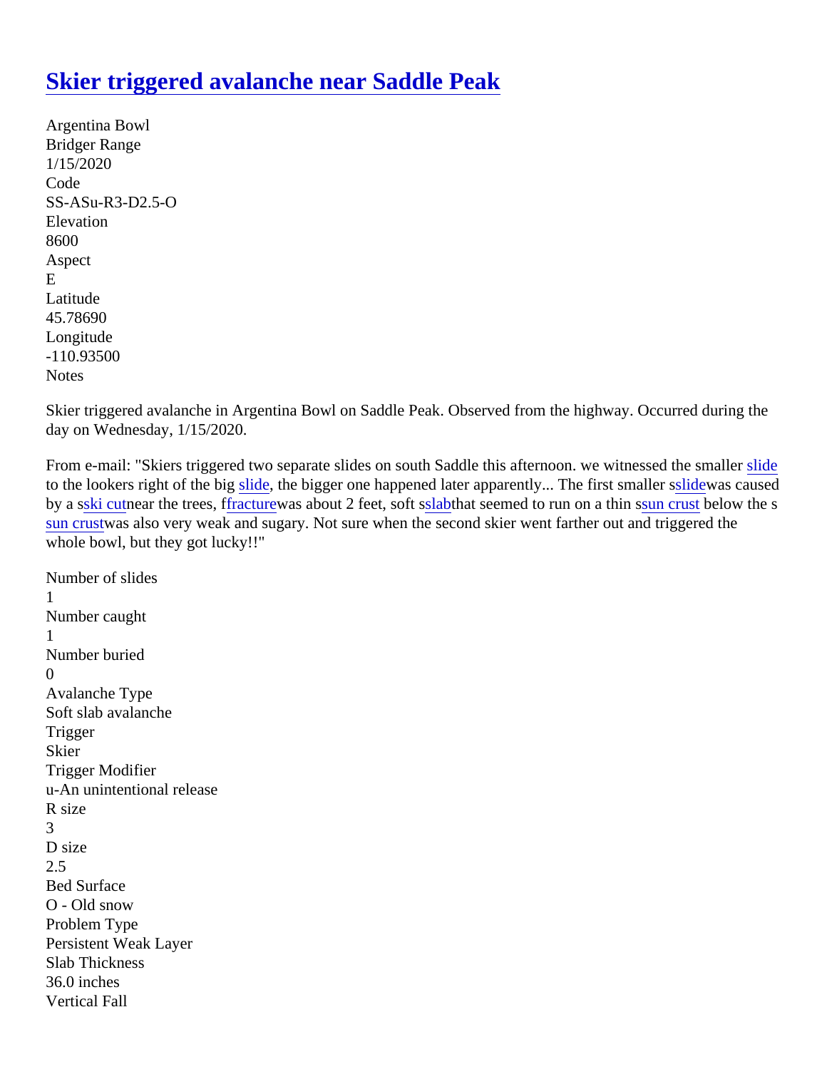# Skier triggered avalanche near Saddle Peak

Argentina Bowl
Bridger Range
1/15/2020
Code
SS-ASu-R3-D2.5-O
Elevation
8600
Aspect
E
Latitude
45.78690
Longitude
-110.93500
Notes

Skier triggered avalanche in Argentina Bowl on Saddle Peak. Observed from the highway. Occurred during the day on Wednesday, 1/15/2020.

From e-mail: "Skiers triggered two separate slides on south Saddle this afternoon. we witnessed the smaller slide to the lookers right of the big slide, the bigger one happened later apparently... The first smaller sslidewas caused by a sski cutnear the trees, ffracturewas about 2 feet, soft sslabthat seemed to run on a thin ssun crust below the s sun crustwas also very weak and sugary. Not sure when the second skier went farther out and triggered the whole bowl, but they got lucky!!"

Number of slides
1
Number caught
1
Number buried
0
Avalanche Type
Soft slab avalanche
Trigger
Skier
Trigger Modifier
u-An unintentional release
R size
3
D size
2.5
Bed Surface
O - Old snow
Problem Type
Persistent Weak Layer
Slab Thickness
36.0 inches
Vertical Fall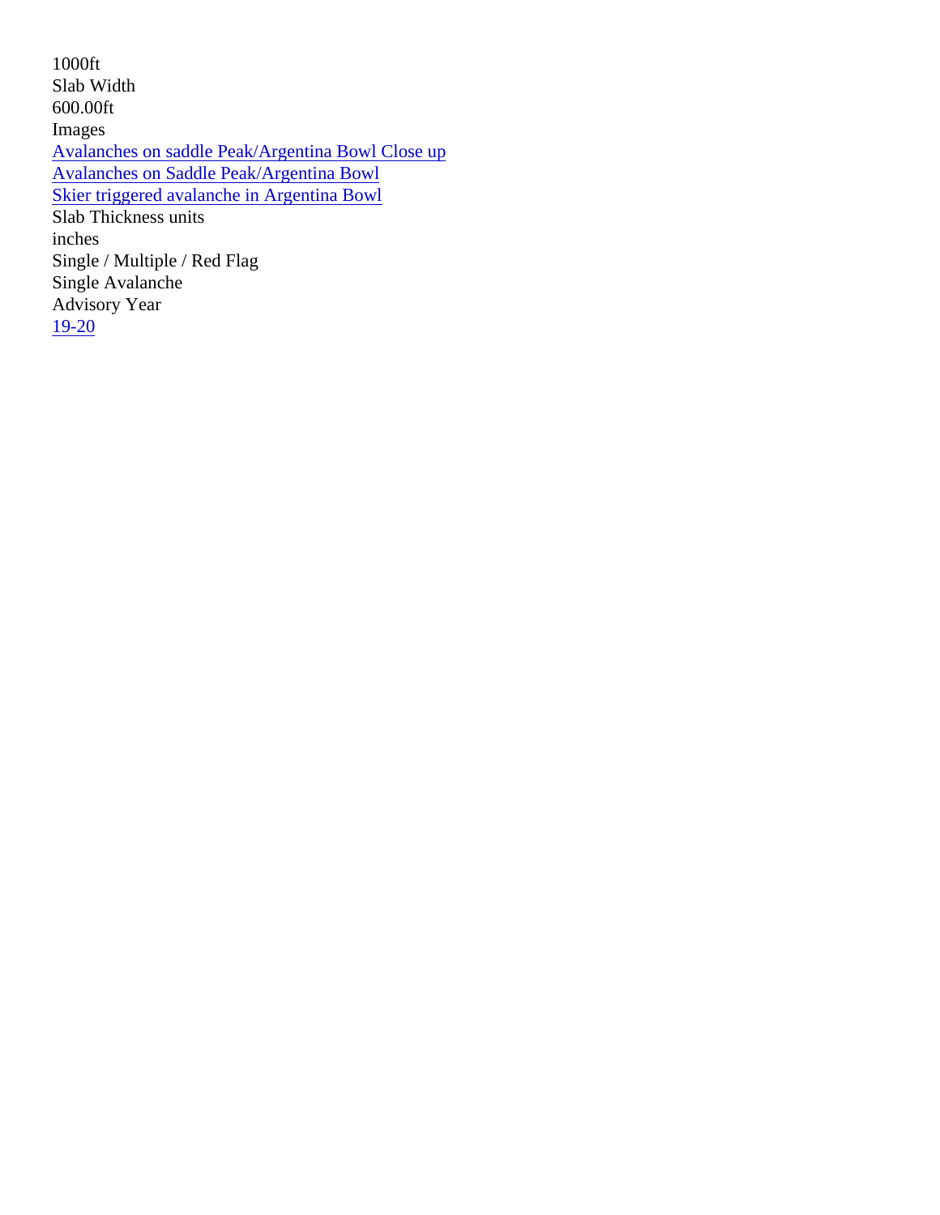1000ft
Slab Width
600.00ft
Images
[Avalanches on saddle Peak/Argentina Bowl Close up]
[Avalanches on Saddle Peak/Argentina Bowl]
[Skier triggered avalanche in Argentina Bowl]
Slab Thickness units
inches
Single / Multiple / Red Flag
Single Avalanche
Advisory Year
[19-20]